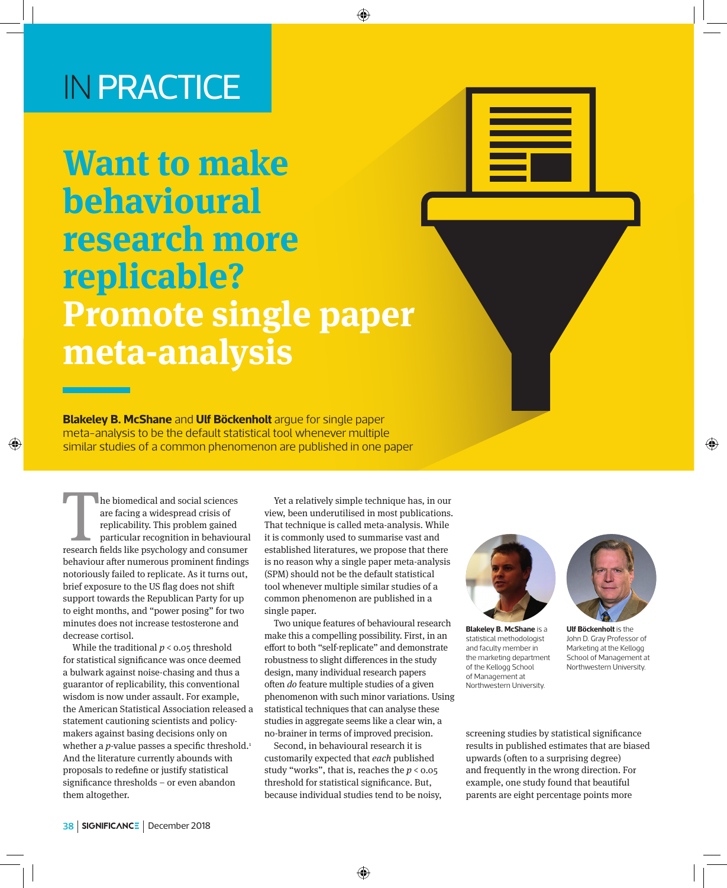IN PRACTICE

# Want to make behavioural research more replicable? Promote single paper meta-analysis

**Blakeley B. McShane** and **Ulf Böckenholt** argue for single paper meta-analysis to be the default statistical tool whenever multiple similar studies of a common phenomenon are published in one paper

The biomedical and social sciences are facing a widespread crisis of replicability. This problem gained particular recognition in behavioural research fields like psychology and consumer behaviour after numerous prominent findings notoriously failed to replicate. As it turns out, brief exposure to the US flag does not shift support towards the Republican Party for up to eight months, and "power posing" for two minutes does not increase testosterone and decrease cortisol.

While the traditional $p < 0.05$ threshold for statistical significance was once deemed a bulwark against noise-chasing and thus a guarantor of replicability, this conventional wisdom is now under assault. For example, the American Statistical Association released a statement cautioning scientists and policy-makers against basing decisions only on whether a *p*-value passes a specific threshold.[1] And the literature currently abounds with proposals to redefine or justify statistical significance thresholds – or even abandon them altogether.

Yet a relatively simple technique has, in our view, been underutilised in most publications. That technique is called meta-analysis. While it is commonly used to summarise vast and established literatures, we propose that there is no reason why a single paper meta-analysis (SPM) should not be the default statistical tool whenever multiple similar studies of a common phenomenon are published in a single paper.

Two unique features of behavioural research make this a compelling possibility. First, in an effort to both "self-replicate" and demonstrate robustness to slight differences in the study design, many individual research papers often *do* feature multiple studies of a given phenomenon with such minor variations. Using statistical techniques that can analyse these studies in aggregate seems like a clear win, a no-brainer in terms of improved precision.

Second, in behavioural research it is customarily expected that *each* published study "works", that is, reaches the $p < 0.05$ threshold for statistical significance. But, because individual studies tend to be noisy, screening studies by statistical significance results in published estimates that are biased upwards (often to a surprising degree) and frequently in the wrong direction. For example, one study found that beautiful parents are eight percentage points more

**Blakeley B. McShane** is a statistical methodologist and faculty member in the marketing department of the Kellogg School of Management at Northwestern University.

**Ulf Böckenholt** is the John D. Gray Professor of Marketing at the Kellogg School of Management at Northwestern University.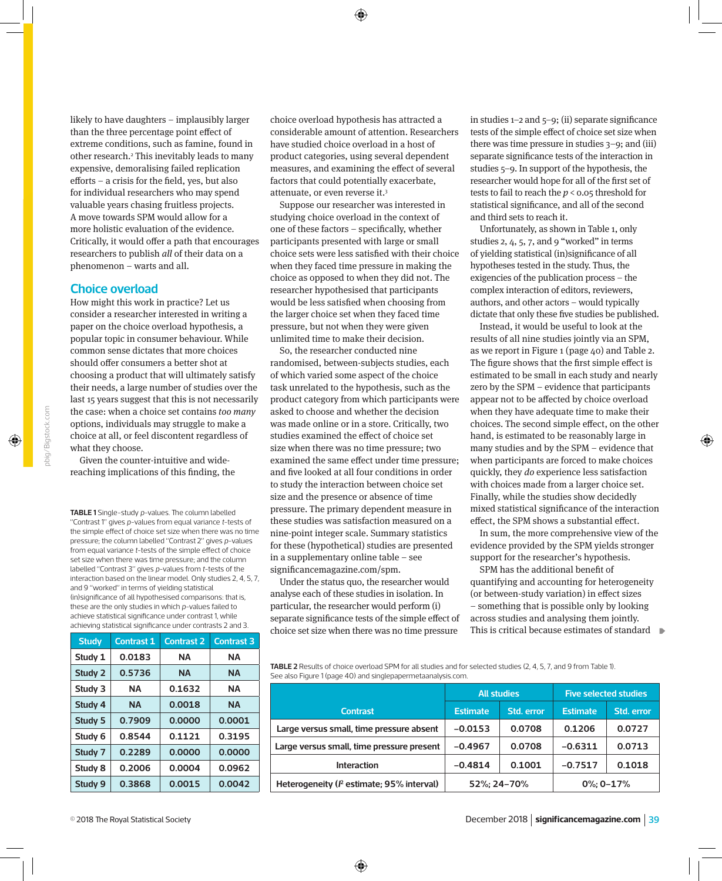likely to have daughters – implausibly larger than the three percentage point effect of extreme conditions, such as famine, found in other research.[2] This inevitably leads to many expensive, demoralising failed replication efforts – a crisis for the field, yes, but also for individual researchers who may spend valuable years chasing fruitless projects. A move towards SPM would allow for a more holistic evaluation of the evidence. Critically, it would offer a path that encourages researchers to publish *all* of their data on a phenomenon – warts and all.

## Choice overload

How might this work in practice? Let us consider a researcher interested in writing a paper on the choice overload hypothesis, a popular topic in consumer behaviour. While common sense dictates that more choices should offer consumers a better shot at choosing a product that will ultimately satisfy their needs, a large number of studies over the last 15 years suggest that this is not necessarily the case: when a choice set contains *too many* options, individuals may struggle to make a choice at all, or feel discontent regardless of what they choose.

Given the counter-intuitive and wide-reaching implications of this finding, the choice overload hypothesis has attracted a considerable amount of attention. Researchers have studied choice overload in a host of product categories, using several dependent measures, and examining the effect of several factors that could potentially exacerbate, attenuate, or even reverse it.[3]

Suppose our researcher was interested in studying choice overload in the context of one of these factors – specifically, whether participants presented with large or small choice sets were less satisfied with their choice when they faced time pressure in making the choice as opposed to when they did not. The researcher hypothesised that participants would be less satisfied when choosing from the larger choice set when they faced time pressure, but not when they were given unlimited time to make their decision.

So, the researcher conducted nine randomised, between-subjects studies, each of which varied some aspect of the choice task unrelated to the hypothesis, such as the product category from which participants were asked to choose and whether the decision was made online or in a store. Critically, two studies examined the effect of choice set size when there was no time pressure; two examined the same effect under time pressure; and five looked at all four conditions in order to study the interaction between choice set size and the presence or absence of time pressure. The primary dependent measure in these studies was satisfaction measured on a nine-point integer scale. Summary statistics for these (hypothetical) studies are presented in a supplementary online table – see significancemagazine.com/spm.

Under the status quo, the researcher would analyse each of these studies in isolation. In particular, the researcher would perform (i) separate significance tests of the simple effect of choice set size when there was no time pressure in studies 1–2 and 5–9; (ii) separate significance tests of the simple effect of choice set size when there was time pressure in studies 3–9; and (iii) separate significance tests of the interaction in studies 5–9. In support of the hypothesis, the researcher would hope for all of the first set of tests to fail to reach the $p < 0.05$ threshold for statistical significance, and all of the second and third sets to reach it.

Unfortunately, as shown in Table 1, only studies 2, 4, 5, 7, and 9 "worked" in terms of yielding statistical (in)significance of all hypotheses tested in the study. Thus, the exigencies of the publication process – the complex interaction of editors, reviewers, authors, and other actors – would typically dictate that only these five studies be published.

Instead, it would be useful to look at the results of all nine studies jointly via an SPM, as we report in Figure 1 (page 40) and Table 2. The figure shows that the first simple effect is estimated to be small in each study and nearly zero by the SPM – evidence that participants appear not to be affected by choice overload when they have adequate time to make their choices. The second simple effect, on the other hand, is estimated to be reasonably large in many studies and by the SPM – evidence that when participants are forced to make choices quickly, they *do* experience less satisfaction with choices made from a larger choice set. Finally, while the studies show decidedly mixed statistical significance of the interaction effect, the SPM shows a substantial effect.

In sum, the more comprehensive view of the evidence provided by the SPM yields stronger support for the researcher's hypothesis.

SPM has the additional benefit of quantifying and accounting for heterogeneity (or between-study variation) in effect sizes – something that is possible only by looking across studies and analysing them jointly. This is critical because estimates of standard

**TABLE 1** Single-study *p*-values. The column labelled "Contrast 1" gives *p*-values from equal variance *t*-tests of the simple effect of choice set size when there was no time pressure; the column labelled "Contrast 2" gives *p*-values from equal variance *t*-tests of the simple effect of choice set size when there was time pressure; and the column labelled "Contrast 3" gives *p*-values from *t*-tests of the interaction based on the linear model. Only studies 2, 4, 5, 7, and 9 "worked" in terms of yielding statistical (in)significance of all hypothesised comparisons: that is, these are the only studies in which *p*-values failed to achieve statistical significance under contrast 1, while achieving statistical significance under contrasts 2 and 3.

| Study | Contrast 1 | Contrast 2 | Contrast 3 |
|---|---|---|---|
| Study 1 | 0.0183 | NA | NA |
| Study 2 | 0.5736 | NA | NA |
| Study 3 | NA | 0.1632 | NA |
| Study 4 | NA | 0.0018 | NA |
| Study 5 | 0.7909 | 0.0000 | 0.0001 |
| Study 6 | 0.8544 | 0.1121 | 0.3195 |
| Study 7 | 0.2289 | 0.0000 | 0.0000 |
| Study 8 | 0.2006 | 0.0004 | 0.0962 |
| Study 9 | 0.3868 | 0.0015 | 0.0042 |

**TABLE 2** Results of choice overload SPM for all studies and for selected studies (2, 4, 5, 7, and 9 from Table 1). See also Figure 1 (page 40) and singlepapermetaanalysis.com.

| Contrast | All studies | | Five selected studies | |
|---|---|---|---|---|
| | Estimate | Std. error | Estimate | Std. error |
| Large versus small, time pressure absent | −0.0153 | 0.0708 | 0.1206 | 0.0727 |
| Large versus small, time pressure present | −0.4967 | 0.0708 | −0.6311 | 0.0713 |
| Interaction | −0.4814 | 0.1001 | −0.7517 | 0.1018 |
| Heterogeneity ($I^2$ estimate; 95% interval) | 52%; 24–70% | | 0%; 0–17% | |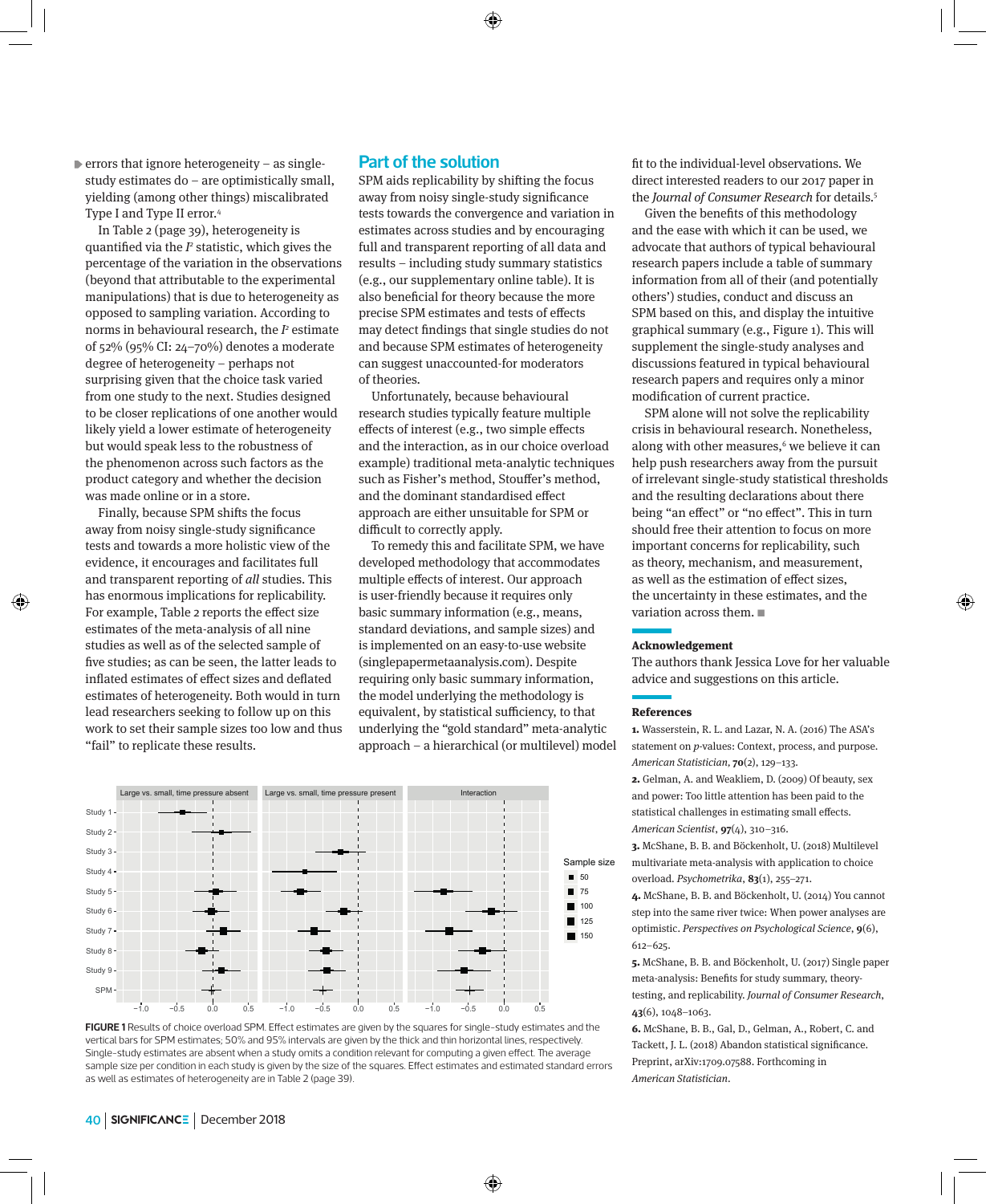errors that ignore heterogeneity – as single-study estimates do – are optimistically small, yielding (among other things) miscalibrated Type I and Type II error.[4]

In Table 2 (page 39), heterogeneity is quantified via the $I^2$ statistic, which gives the percentage of the variation in the observations (beyond that attributable to the experimental manipulations) that is due to heterogeneity as opposed to sampling variation. According to norms in behavioural research, the $I^2$ estimate of 52% (95% CI: 24–70%) denotes a moderate degree of heterogeneity – perhaps not surprising given that the choice task varied from one study to the next. Studies designed to be closer replications of one another would likely yield a lower estimate of heterogeneity but would speak less to the robustness of the phenomenon across such factors as the product category and whether the decision was made online or in a store.

Finally, because SPM shifts the focus away from noisy single-study significance tests and towards a more holistic view of the evidence, it encourages and facilitates full and transparent reporting of *all* studies. This has enormous implications for replicability. For example, Table 2 reports the effect size estimates of the meta-analysis of all nine studies as well as of the selected sample of five studies; as can be seen, the latter leads to inflated estimates of effect sizes and deflated estimates of heterogeneity. Both would in turn lead researchers seeking to follow up on this work to set their sample sizes too low and thus "fail" to replicate these results.

## Part of the solution

SPM aids replicability by shifting the focus away from noisy single-study significance tests towards the convergence and variation in estimates across studies and by encouraging full and transparent reporting of all data and results – including study summary statistics (e.g., our supplementary online table). It is also beneficial for theory because the more precise SPM estimates and tests of effects may detect findings that single studies do not and because SPM estimates of heterogeneity can suggest unaccounted-for moderators of theories.

Unfortunately, because behavioural research studies typically feature multiple effects of interest (e.g., two simple effects and the interaction, as in our choice overload example) traditional meta-analytic techniques such as Fisher's method, Stouffer's method, and the dominant standardised effect approach are either unsuitable for SPM or difficult to correctly apply.

To remedy this and facilitate SPM, we have developed methodology that accommodates multiple effects of interest. Our approach is user-friendly because it requires only basic summary information (e.g., means, standard deviations, and sample sizes) and is implemented on an easy-to-use website (singlepapermetaanalysis.com). Despite requiring only basic summary information, the model underlying the methodology is equivalent, by statistical sufficiency, to that underlying the "gold standard" meta-analytic approach – a hierarchical (or multilevel) model fit to the individual-level observations. We direct interested readers to our 2017 paper in the *Journal of Consumer Research* for details.[5]

Given the benefits of this methodology and the ease with which it can be used, we advocate that authors of typical behavioural research papers include a table of summary information from all of their (and potentially others') studies, conduct and discuss an SPM based on this, and display the intuitive graphical summary (e.g., Figure 1). This will supplement the single-study analyses and discussions featured in typical behavioural research papers and requires only a minor modification of current practice.

SPM alone will not solve the replicability crisis in behavioural research. Nonetheless, along with other measures,[6] we believe it can help push researchers away from the pursuit of irrelevant single-study statistical thresholds and the resulting declarations about there being "an effect" or "no effect". This in turn should free their attention to focus on more important concerns for replicability, such as theory, mechanism, and measurement, as well as the estimation of effect sizes, the uncertainty in these estimates, and the variation across them. ■

Large vs. small, time pressure absent
Large vs. small, time pressure present
Interaction
Study 1
Study 2
Study 3
Study 4
Study 5
Study 6
Study 7
Study 8
Study 9
SPM
−1.0 −0.5 0.0 0.5
Sample size
50
75
100
125
150

**FIGURE 1** Results of choice overload SPM. Effect estimates are given by the squares for single-study estimates and the vertical bars for SPM estimates; 50% and 95% intervals are given by the thick and thin horizontal lines, respectively. Single-study estimates are absent when a study omits a condition relevant for computing a given effect. The average sample size per condition in each study is given by the size of the squares. Effect estimates and estimated standard errors as well as estimates of heterogeneity are in Table 2 (page 39).

### Acknowledgement

The authors thank Jessica Love for her valuable advice and suggestions on this article.

### References

**1.** Wasserstein, R. L. and Lazar, N. A. (2016) The ASA's statement on *p*-values: Context, process, and purpose. *American Statistician*, **70**(2), 129–133.

**2.** Gelman, A. and Weakliem, D. (2009) Of beauty, sex and power: Too little attention has been paid to the statistical challenges in estimating small effects. *American Scientist*, **97**(4), 310–316.

**3.** McShane, B. B. and Böckenholt, U. (2018) Multilevel multivariate meta-analysis with application to choice overload. *Psychometrika*, **83**(1), 255–271.

**4.** McShane, B. B. and Böckenholt, U. (2014) You cannot step into the same river twice: When power analyses are optimistic. *Perspectives on Psychological Science*, **9**(6), 612–625.

**5.** McShane, B. B. and Böckenholt, U. (2017) Single paper meta-analysis: Benefits for study summary, theory-testing, and replicability. *Journal of Consumer Research*, **43**(6), 1048–1063.

**6.** McShane, B. B., Gal, D., Gelman, A., Robert, C. and Tackett, J. L. (2018) Abandon statistical significance. Preprint, arXiv:1709.07588. Forthcoming in *American Statistician*.